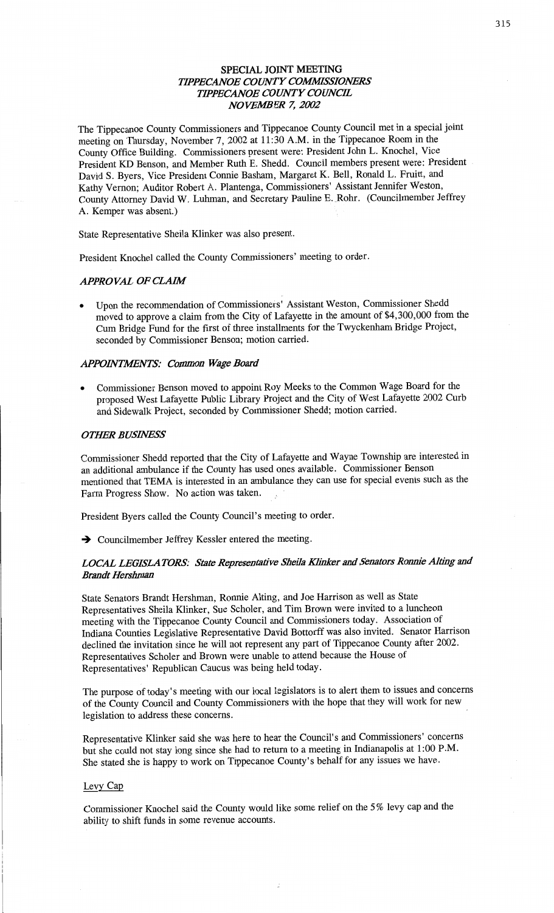# SPECIAL JOINT MEETING
## *TIPPECANOE COUNTY COMMISSIONERS*
## *TIPPECANOE COUNTY COUNCIL*
## *NOVEMBER 7, 2002*

The Tippecanoe County Commissioners and Tippecanoe County Council met in a special joint meeting on Thursday, November 7, 2002 at 11:30 A.M. in the Tippecanoe Room in the County Office Building. Commissioners present were: President John L. Knochel, Vice President KD Benson, and Member Ruth E. Shedd. Council members present were: President David S. Byers, Vice President Connie Basham, Margaret K. Bell, Ronald L. Fruitt, and Kathy Vernon; Auditor Robert A. Plantenga, Commissioners' Assistant Jennifer Weston, County Attorney David W. Luhman, and Secretary Pauline E. Rohr. (Councilmember Jeffrey A. Kemper was absent.)

State Representative Sheila Klinker was also present.

President Knochel called the County Commissioners' meeting to order.

### *APPROVAL OF CLAIM*

- Upon the recommendation of Commissioners' Assistant Weston, Commissioner Shedd moved to approve a claim from the City of Lafayette in the amount of $4,300,000 from the Cum Bridge Fund for the first of three installments for the Twyckenham Bridge Project, seconded by Commissioner Benson; motion carried.

### *APPOINTMENTS: Common Wage Board*

- Commissioner Benson moved to appoint Roy Meeks to the Common Wage Board for the proposed West Lafayette Public Library Project and the City of West Lafayette 2002 Curb and Sidewalk Project, seconded by Commissioner Shedd; motion carried.

### *OTHER BUSINESS*

Commissioner Shedd reported that the City of Lafayette and Wayne Township are interested in an additional ambulance if the County has used ones available. Commissioner Benson mentioned that TEMA is interested in an ambulance they can use for special events such as the Farm Progress Show. No action was taken.

President Byers called the County Council's meeting to order.

➔ Councilmember Jeffrey Kessler entered the meeting.

### *LOCAL LEGISLATORS: State Representative Sheila Klinker and Senators Ronnie Alting and Brandt Hershman*

State Senators Brandt Hershman, Ronnie Alting, and Joe Harrison as well as State Representatives Sheila Klinker, Sue Scholer, and Tim Brown were invited to a luncheon meeting with the Tippecanoe County Council and Commissioners today. Association of Indiana Counties Legislative Representative David Bottorff was also invited. Senator Harrison declined the invitation since he will not represent any part of Tippecanoe County after 2002. Representatives Scholer and Brown were unable to attend because the House of Representatives' Republican Caucus was being held today.

The purpose of today's meeting with our local legislators is to alert them to issues and concerns of the County Council and County Commissioners with the hope that they will work for new legislation to address these concerns.

Representative Klinker said she was here to hear the Council's and Commissioners' concerns but she could not stay long since she had to return to a meeting in Indianapolis at 1:00 P.M. She stated she is happy to work on Tippecanoe County's behalf for any issues we have.

#### Levy Cap

Commissioner Knochel said the County would like some relief on the 5% levy cap and the ability to shift funds in some revenue accounts.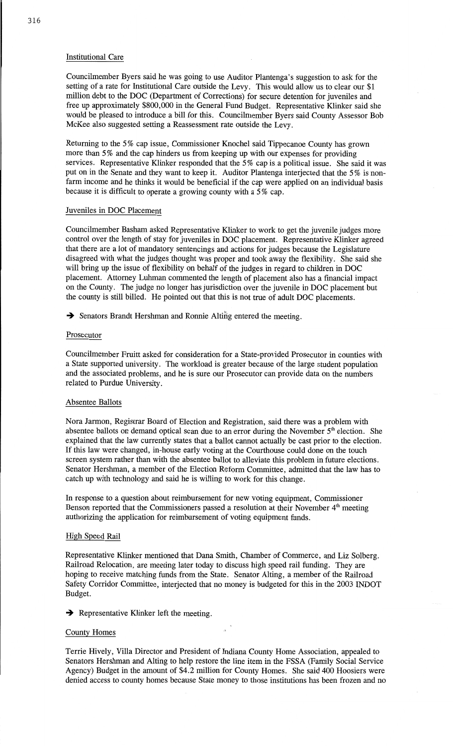### Institutional Care

Councilmember Byers said he was going to use Auditor Plantenga's suggestion to ask for the setting of a rate for Institutional Care outside the Levy. This would allow us to clear our $1 million debt to the DOC (Department of Corrections) for secure detention for juveniles and free up approximately $800,000 in the General Fund Budget. Representative Klinker said she would be pleased to introduce a bill for this. Councilmember Byers said County Assessor Bob McKee also suggested setting a Reassessment rate outside the Levy.

Returning to the 5% cap issue, Commissioner Knochel said Tippecanoe County has grown more than 5% and the cap hinders us from keeping up with our expenses for providing services. Representative Klinker responded that the 5% cap is a political issue. She said it was put on in the Senate and they want to keep it. Auditor Plantenga interjected that the 5% is non-farm income and he thinks it would be beneficial if the cap were applied on an individual basis because it is difficult to operate a growing county with a 5% cap.

### Juveniles in DOC Placement

Councilmember Basham asked Representative Klinker to work to get the juvenile judges more control over the length of stay for juveniles in DOC placement. Representative Klinker agreed that there are a lot of mandatory sentencings and actions for judges because the Legislature disagreed with what the judges thought was proper and took away the flexibility. She said she will bring up the issue of flexibility on behalf of the judges in regard to children in DOC placement. Attorney Luhman commented the length of placement also has a financial impact on the County. The judge no longer has jurisdiction over the juvenile in DOC placement but the county is still billed. He pointed out that this is not true of adult DOC placements.

➔ Senators Brandt Hershman and Ronnie Alting entered the meeting.

### Prosecutor

Councilmember Fruitt asked for consideration for a State-provided Prosecutor in counties with a State supported university. The workload is greater because of the large student population and the associated problems, and he is sure our Prosecutor can provide data on the numbers related to Purdue University.

### Absentee Ballots

Nora Jarmon, Registrar Board of Election and Registration, said there was a problem with absentee ballots on demand optical scan due to an error during the November 5th election. She explained that the law currently states that a ballot cannot actually be cast prior to the election. If this law were changed, in-house early voting at the Courthouse could done on the touch screen system rather than with the absentee ballot to alleviate this problem in future elections. Senator Hershman, a member of the Election Reform Committee, admitted that the law has to catch up with technology and said he is willing to work for this change.

In response to a question about reimbursement for new voting equipment, Commissioner Benson reported that the Commissioners passed a resolution at their November 4th meeting authorizing the application for reimbursement of voting equipment funds.

### High Speed Rail

Representative Klinker mentioned that Dana Smith, Chamber of Commerce, and Liz Solberg, Railroad Relocation, are meeting later today to discuss high speed rail funding. They are hoping to receive matching funds from the State. Senator Alting, a member of the Railroad Safety Corridor Committee, interjected that no money is budgeted for this in the 2003 INDOT Budget.

➔ Representative Klinker left the meeting.

### County Homes

Terrie Hively, Villa Director and President of Indiana County Home Association, appealed to Senators Hershman and Alting to help restore the line item in the FSSA (Family Social Service Agency) Budget in the amount of $4.2 million for County Homes. She said 400 Hoosiers were denied access to county homes because State money to those institutions has been frozen and no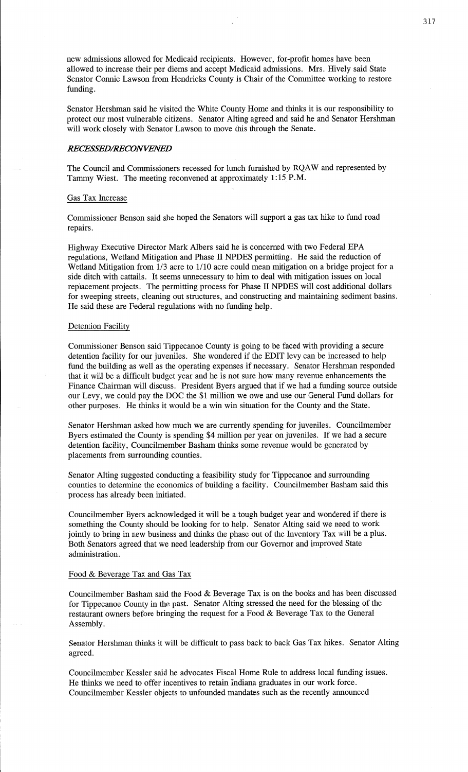new admissions allowed for Medicaid recipients. However, for-profit homes have been allowed to increase their per diems and accept Medicaid admissions. Mrs. Hively said State Senator Connie Lawson from Hendricks County is Chair of the Committee working to restore funding.

Senator Hershman said he visited the White County Home and thinks it is our responsibility to protect our most vulnerable citizens. Senator Alting agreed and said he and Senator Hershman will work closely with Senator Lawson to move this through the Senate.

### *RECESSED/RECONVENED*

The Council and Commissioners recessed for lunch furnished by RQAW and represented by Tammy Wiest. The meeting reconvened at approximately 1:15 P.M.

Gas Tax Increase

Commissioner Benson said she hoped the Senators will support a gas tax hike to fund road repairs.

Highway Executive Director Mark Albers said he is concerned with two Federal EPA regulations, Wetland Mitigation and Phase II NPDES permitting. He said the reduction of Wetland Mitigation from 1/3 acre to 1/10 acre could mean mitigation on a bridge project for a side ditch with cattails. It seems unnecessary to him to deal with mitigation issues on local replacement projects. The permitting process for Phase II NPDES will cost additional dollars for sweeping streets, cleaning out structures, and constructing and maintaining sediment basins. He said these are Federal regulations with no funding help.

Detention Facility

Commissioner Benson said Tippecanoe County is going to be faced with providing a secure detention facility for our juveniles. She wondered if the EDIT levy can be increased to help fund the building as well as the operating expenses if necessary. Senator Hershman responded that it will be a difficult budget year and he is not sure how many revenue enhancements the Finance Chairman will discuss. President Byers argued that if we had a funding source outside our Levy, we could pay the DOC the $1 million we owe and use our General Fund dollars for other purposes. He thinks it would be a win win situation for the County and the State.

Senator Hershman asked how much we are currently spending for juveniles. Councilmember Byers estimated the County is spending $4 million per year on juveniles. If we had a secure detention facility, Councilmember Basham thinks some revenue would be generated by placements from surrounding counties.

Senator Alting suggested conducting a feasibility study for Tippecanoe and surrounding counties to determine the economics of building a facility. Councilmember Basham said this process has already been initiated.

Councilmember Byers acknowledged it will be a tough budget year and wondered if there is something the County should be looking for to help. Senator Alting said we need to work jointly to bring in new business and thinks the phase out of the Inventory Tax will be a plus. Both Senators agreed that we need leadership from our Governor and improved State administration.

Food & Beverage Tax and Gas Tax

Councilmember Basham said the Food & Beverage Tax is on the books and has been discussed for Tippecanoe County in the past. Senator Alting stressed the need for the blessing of the restaurant owners before bringing the request for a Food & Beverage Tax to the General Assembly.

Senator Hershman thinks it will be difficult to pass back to back Gas Tax hikes. Senator Alting agreed.

Councilmember Kessler said he advocates Fiscal Home Rule to address local funding issues. He thinks we need to offer incentives to retain Indiana graduates in our work force. Councilmember Kessler objects to unfounded mandates such as the recently announced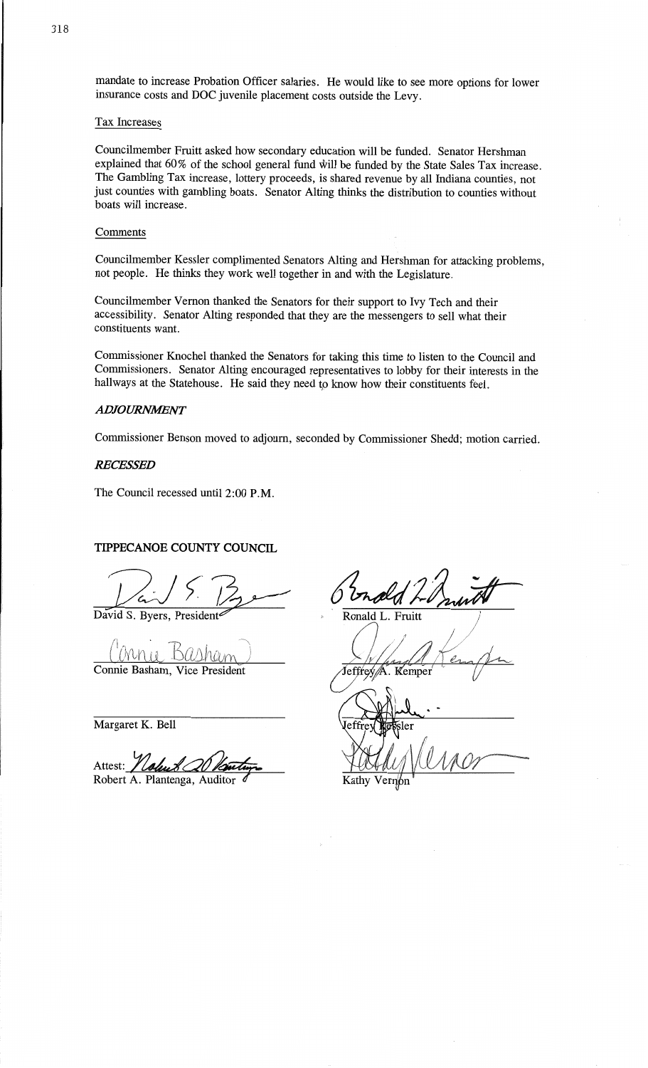mandate to increase Probation Officer salaries. He would like to see more options for lower insurance costs and DOC juvenile placement costs outside the Levy.

Tax Increases

Councilmember Fruitt asked how secondary education will be funded. Senator Hershman explained that 60% of the school general fund will be funded by the State Sales Tax increase. The Gambling Tax increase, lottery proceeds, is shared revenue by all Indiana counties, not just counties with gambling boats. Senator Alting thinks the distribution to counties without boats will increase.

Comments

Councilmember Kessler complimented Senators Alting and Hershman for attacking problems, not people. He thinks they work well together in and with the Legislature.

Councilmember Vernon thanked the Senators for their support to Ivy Tech and their accessibility. Senator Alting responded that they are the messengers to sell what their constituents want.

Commissioner Knochel thanked the Senators for taking this time to listen to the Council and Commissioners. Senator Alting encouraged representatives to lobby for their interests in the hallways at the Statehouse. He said they need to know how their constituents feel.

***ADJOURNMENT***

Commissioner Benson moved to adjourn, seconded by Commissioner Shedd; motion carried.

***RECESSED***

The Council recessed until 2:00 P.M.

**TIPPECANOE COUNTY COUNCIL**

David S. Byers, President

Connie Basham, Vice President

Margaret K. Bell

Attest: Robert A. Plantenga, Auditor

Ronald L. Fruitt

Jeffrey A. Kemper

Jeffrey Kessler

Kathy Vernon